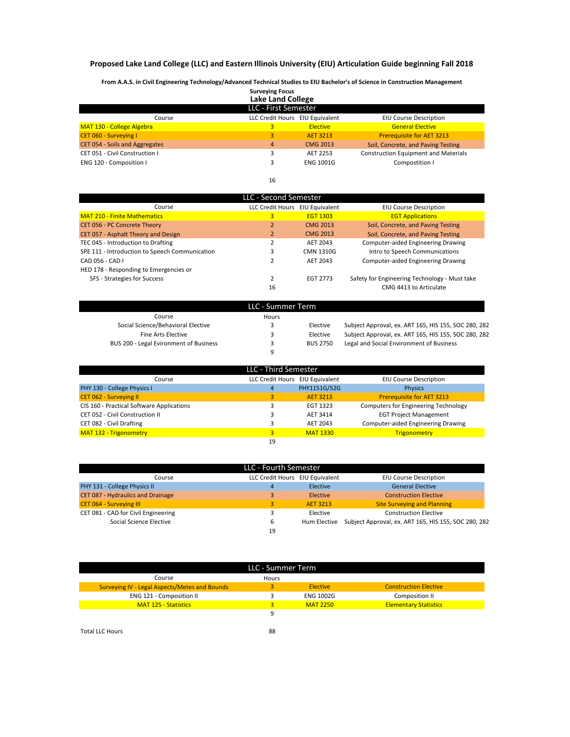# Proposed Lake Land College (LLC) and Eastern Illinois University (EIU) Articulation Guide beginning Fall 2018

**From A.A.S. in Civil Engineering Technology/Advanced Technical Studies to EIU Bachelor's of Science in Construction Management**

**Surveying Focus**

## Lake Land College

### LLC - First Semester

| Course | LLC Credit Hours | EIU Equivalent | EIU Course Description |
|---|---|---|---|
| MAT 130 - College Algebra | 3 | Elective | General Elective |
| CET 060 - Surveying I | 3 | AET 3213 | Prerequisite for AET 3213 |
| CET 054 - Soils and Aggregates | 4 | CMG 2013 | Soil, Concrete, and Paving Testing |
| CET 051 - Civil Construction I | 3 | AET 2253 | Construction Equipment and Materials |
| ENG 120 - Composition I | 3 | ENG 1001G | Compostition I |
| | 16 | | |

### LLC - Second Semester

| Course | LLC Credit Hours | EIU Equivalent | EIU Course Description |
|---|---|---|---|
| MAT 210 - Finite Mathematics | 3 | EGT 1303 | EGT Applications |
| CET 056 - PC Concrete Theory | 2 | CMG 2013 | Soil, Concrete, and Paving Testing |
| CET 057 - Asphalt Theory and Design | 2 | CMG 2013 | Soil, Concrete, and Paving Testing |
| TEC 045 - Introduction to Drafting | 2 | AET 2043 | Computer-aided Engineering Drawing |
| SPE 111 - Introduction to Speech Communication | 3 | CMN 1310G | Intro to Speech Communications |
| CAD 056 - CAD I | 2 | AET 2043 | Computer-aided Engineering Drawing |
| HED 178 - Responding to Emergencies or SFS - Strategies for Success | 2 | EGT 2773 | Safety for Engineering Technology - Must take CMG 4413 to Articulate |
| | 16 | | |

### LLC - Summer Term

| Course | Hours | | |
|---|---|---|---|
| Social Science/Behavioral Elective | 3 | Elective | Subject Approval, ex. ART 165, HIS 155, SOC 280, 282 |
| Fine Arts Elective | 3 | Elective | Subject Approval, ex. ART 165, HIS 155, SOC 280, 282 |
| BUS 200 - Legal Evironment of Business | 3 | BUS 2750 | Legal and Social Environment of Business |
| | 9 | | |

### LLC - Third Semester

| Course | LLC Credit Hours | EIU Equivalent | EIU Course Description |
|---|---|---|---|
| PHY 130 - College Physics I | 4 | PHY1151G/52G | Physics |
| CET 062 - Surveying II | 3 | AET 3213 | Prerequisite for AET 3213 |
| CIS 160 - Practical Software Applications | 3 | EGT 1323 | Computers for Engineering Technology |
| CET 052 - Civil Construction II | 3 | AET 3414 | EGT Project Management |
| CET 082 - Civil Drafting | 3 | AET 2043 | Computer-aided Engineering Drawing |
| MAT 132 - Trigonometry | 3 | MAT 1330 | Trigonometry |
| | 19 | | |

### LLC - Fourth Semester

| Course | LLC Credit Hours | EIU Equivalent | EIU Course Description |
|---|---|---|---|
| PHY 131 - College Physics II | 4 | Elective | General Elective |
| CET 087 - Hydraulics and Drainage | 3 | Elective | Construction Elective |
| CET 064 - Surveying III | 3 | AET 3213 | Site Surveying and Planning |
| CET 081 - CAD for Civil Engineering | 3 | Elective | Construction Elective |
| Social Science Elective | 6 | Hum Elective | Subject Approval, ex. ART 165, HIS 155, SOC 280, 282 |
| | 19 | | |

### LLC - Summer Term

| Course | Hours | | |
|---|---|---|---|
| Surveying IV - Legal Aspects/Metes and Bounds | 3 | Elective | Construction Elective |
| ENG 121 - Composition II | 3 | ENG 1002G | Composition II |
| MAT 125 - Statistics | 3 | MAT 2250 | Elementary Statistics |
| | 9 | | |

| Total LLC Hours | 88 |
|---|---|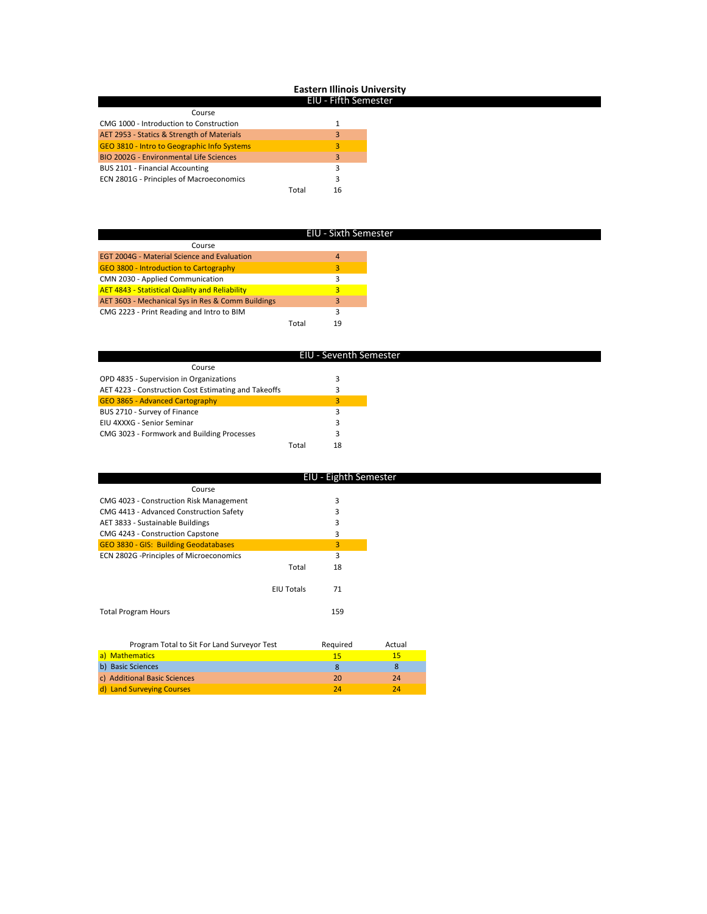# Eastern Illinois University

## EIU - Fifth Semester

| Course | | |
|---|---|---|
| CMG 1000 - Introduction to Construction | | 1 |
| AET 2953 - Statics & Strength of Materials | | 3 |
| GEO 3810 - Intro to Geographic Info Systems | | 3 |
| BIO 2002G - Environmental Life Sciences | | 3 |
| BUS 2101 - Financial Accounting | | 3 |
| ECN 2801G - Principles of Macroeconomics | | 3 |
| | Total | 16 |

## EIU - Sixth Semester

| Course | | |
|---|---|---|
| EGT 2004G - Material Science and Evaluation | | 4 |
| GEO 3800 - Introduction to Cartography | | 3 |
| CMN 2030 - Applied Communication | | 3 |
| AET 4843 - Statistical Quality and Reliability | | 3 |
| AET 3603 - Mechanical Sys in Res & Comm Buildings | | 3 |
| CMG 2223 - Print Reading and Intro to BIM | | 3 |
| | Total | 19 |

## EIU - Seventh Semester

| Course | | |
|---|---|---|
| OPD 4835 - Supervision in Organizations | | 3 |
| AET 4223 - Construction Cost Estimating and Takeoffs | | 3 |
| GEO 3865 - Advanced Cartography | | 3 |
| BUS 2710 - Survey of Finance | | 3 |
| EIU 4XXXG - Senior Seminar | | 3 |
| CMG 3023 - Formwork and Building Processes | | 3 |
| | Total | 18 |

## EIU - Eighth Semester

| Course | | |
|---|---|---|
| CMG 4023 - Construction Risk Management | | 3 |
| CMG 4413 - Advanced Construction Safety | | 3 |
| AET 3833 - Sustainable Buildings | | 3 |
| CMG 4243 - Construction Capstone | | 3 |
| GEO 3830 - GIS: Building Geodatabases | | 3 |
| ECN 2802G -Principles of Microeconomics | | 3 |
| | Total | 18 |
| | EIU Totals | 71 |
| Total Program Hours | | 159 |

| Program Total to Sit For Land Surveyor Test | Required | Actual |
|---|---|---|
| a) Mathematics | 15 | 15 |
| b) Basic Sciences | 8 | 8 |
| c) Additional Basic Sciences | 20 | 24 |
| d) Land Surveying Courses | 24 | 24 |